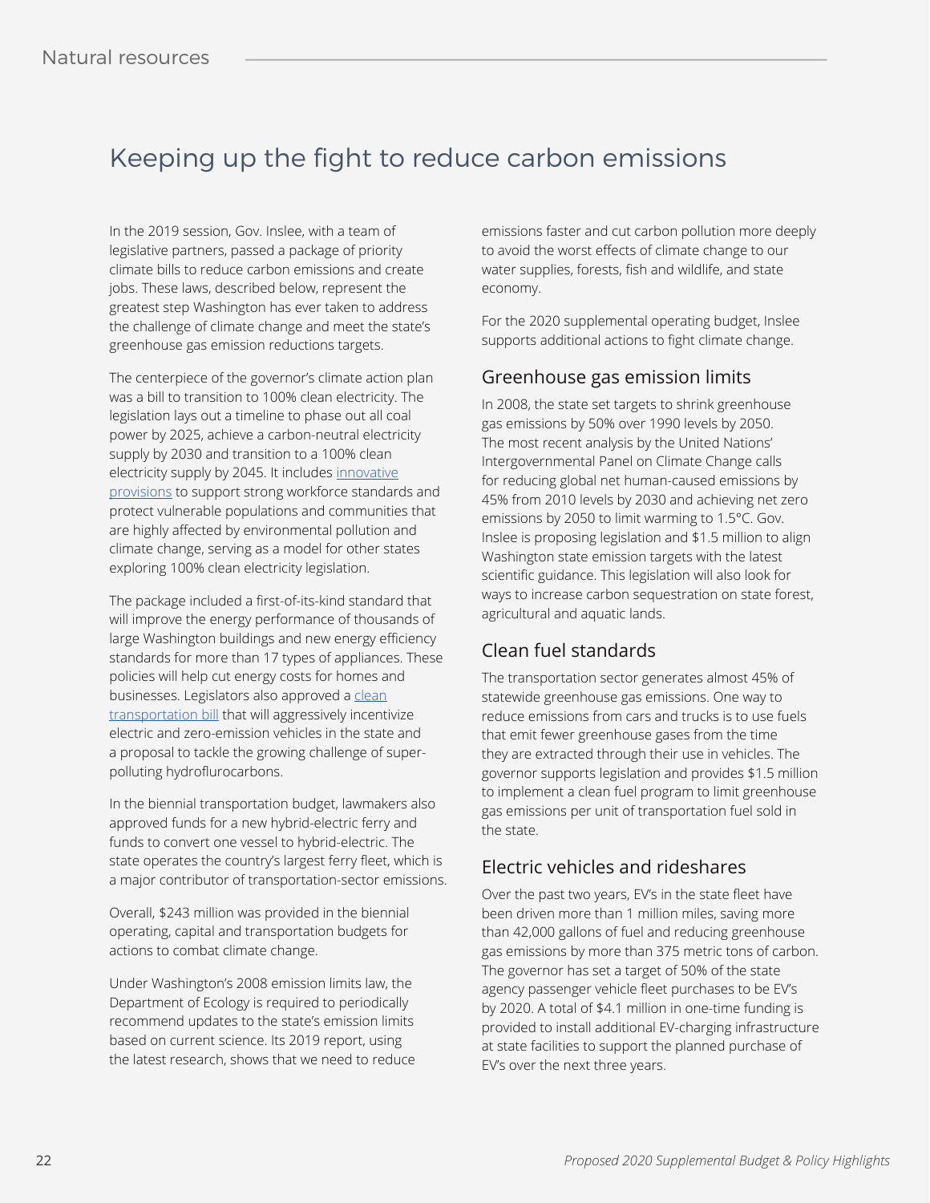# Keeping up the fight to reduce carbon emissions

In the 2019 session, Gov. Inslee, with a team of legislative partners, passed a package of priority climate bills to reduce carbon emissions and create jobs. These laws, described below, represent the greatest step Washington has ever taken to address the challenge of climate change and meet the state's greenhouse gas emission reductions targets.

The centerpiece of the governor's climate action plan was a bill to transition to 100% clean electricity. The legislation lays out a timeline to phase out all coal power by 2025, achieve a carbon-neutral electricity supply by 2030 and transition to a 100% clean electricity supply by 2045. It includes innovative provisions to support strong workforce standards and protect vulnerable populations and communities that are highly affected by environmental pollution and climate change, serving as a model for other states exploring 100% clean electricity legislation.

The package included a first-of-its-kind standard that will improve the energy performance of thousands of large Washington buildings and new energy efficiency standards for more than 17 types of appliances. These policies will help cut energy costs for homes and businesses. Legislators also approved a clean transportation bill that will aggressively incentivize electric and zero-emission vehicles in the state and a proposal to tackle the growing challenge of super-polluting hydroflurocarbons.

In the biennial transportation budget, lawmakers also approved funds for a new hybrid-electric ferry and funds to convert one vessel to hybrid-electric. The state operates the country's largest ferry fleet, which is a major contributor of transportation-sector emissions.

Overall, $243 million was provided in the biennial operating, capital and transportation budgets for actions to combat climate change.

Under Washington's 2008 emission limits law, the Department of Ecology is required to periodically recommend updates to the state's emission limits based on current science. Its 2019 report, using the latest research, shows that we need to reduce emissions faster and cut carbon pollution more deeply to avoid the worst effects of climate change to our water supplies, forests, fish and wildlife, and state economy.

For the 2020 supplemental operating budget, Inslee supports additional actions to fight climate change.

## Greenhouse gas emission limits

In 2008, the state set targets to shrink greenhouse gas emissions by 50% over 1990 levels by 2050. The most recent analysis by the United Nations' Intergovernmental Panel on Climate Change calls for reducing global net human-caused emissions by 45% from 2010 levels by 2030 and achieving net zero emissions by 2050 to limit warming to 1.5°C. Gov. Inslee is proposing legislation and $1.5 million to align Washington state emission targets with the latest scientific guidance. This legislation will also look for ways to increase carbon sequestration on state forest, agricultural and aquatic lands.

## Clean fuel standards

The transportation sector generates almost 45% of statewide greenhouse gas emissions. One way to reduce emissions from cars and trucks is to use fuels that emit fewer greenhouse gases from the time they are extracted through their use in vehicles. The governor supports legislation and provides $1.5 million to implement a clean fuel program to limit greenhouse gas emissions per unit of transportation fuel sold in the state.

## Electric vehicles and rideshares

Over the past two years, EV's in the state fleet have been driven more than 1 million miles, saving more than 42,000 gallons of fuel and reducing greenhouse gas emissions by more than 375 metric tons of carbon. The governor has set a target of 50% of the state agency passenger vehicle fleet purchases to be EV's by 2020. A total of $4.1 million in one-time funding is provided to install additional EV-charging infrastructure at state facilities to support the planned purchase of EV's over the next three years.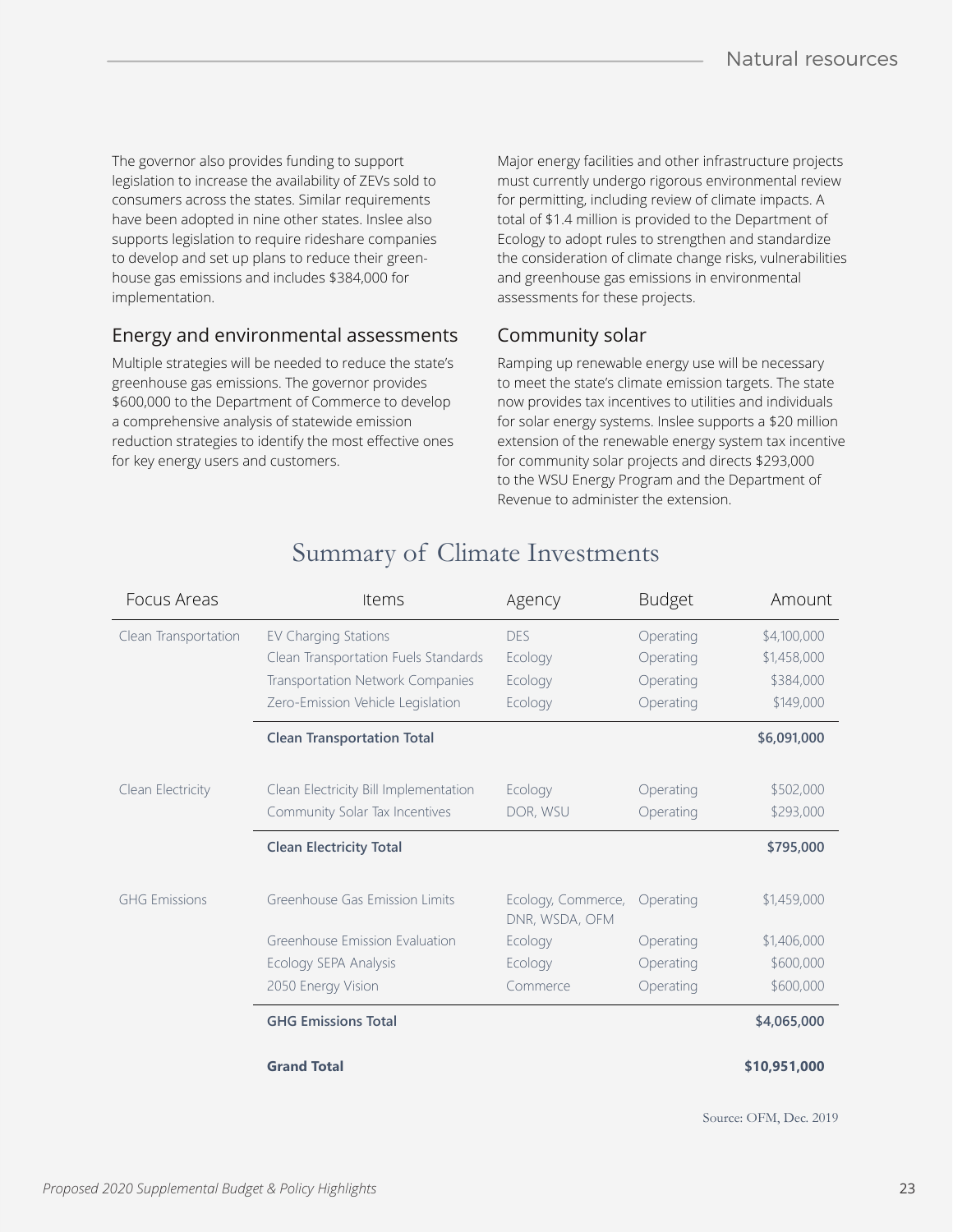The governor also provides funding to support legislation to increase the availability of ZEVs sold to consumers across the states. Similar requirements have been adopted in nine other states. Inslee also supports legislation to require rideshare companies to develop and set up plans to reduce their greenhouse gas emissions and includes $384,000 for implementation.

## Energy and environmental assessments

Multiple strategies will be needed to reduce the state's greenhouse gas emissions. The governor provides $600,000 to the Department of Commerce to develop a comprehensive analysis of statewide emission reduction strategies to identify the most effective ones for key energy users and customers.

Major energy facilities and other infrastructure projects must currently undergo rigorous environmental review for permitting, including review of climate impacts. A total of $1.4 million is provided to the Department of Ecology to adopt rules to strengthen and standardize the consideration of climate change risks, vulnerabilities and greenhouse gas emissions in environmental assessments for these projects.

## Community solar

Ramping up renewable energy use will be necessary to meet the state's climate emission targets. The state now provides tax incentives to utilities and individuals for solar energy systems. Inslee supports a $20 million extension of the renewable energy system tax incentive for community solar projects and directs $293,000 to the WSU Energy Program and the Department of Revenue to administer the extension.

## Summary of Climate Investments

| Focus Areas | Items | Agency | Budget | Amount |
|---|---|---|---|---|
| Clean Transportation | EV Charging Stations | DES | Operating | $4,100,000 |
| | Clean Transportation Fuels Standards | Ecology | Operating | $1,458,000 |
| | Transportation Network Companies | Ecology | Operating | $384,000 |
| | Zero-Emission Vehicle Legislation | Ecology | Operating | $149,000 |
| | **Clean Transportation Total** | | | **$6,091,000** |
| Clean Electricity | Clean Electricity Bill Implementation | Ecology | Operating | $502,000 |
| | Community Solar Tax Incentives | DOR, WSU | Operating | $293,000 |
| | **Clean Electricity Total** | | | **$795,000** |
| GHG Emissions | Greenhouse Gas Emission Limits | Ecology, Commerce, DNR, WSDA, OFM | Operating | $1,459,000 |
| | Greenhouse Emission Evaluation | Ecology | Operating | $1,406,000 |
| | Ecology SEPA Analysis | Ecology | Operating | $600,000 |
| | 2050 Energy Vision | Commerce | Operating | $600,000 |
| | **GHG Emissions Total** | | | **$4,065,000** |
| | **Grand Total** | | | **$10,951,000** |

Source: OFM, Dec. 2019